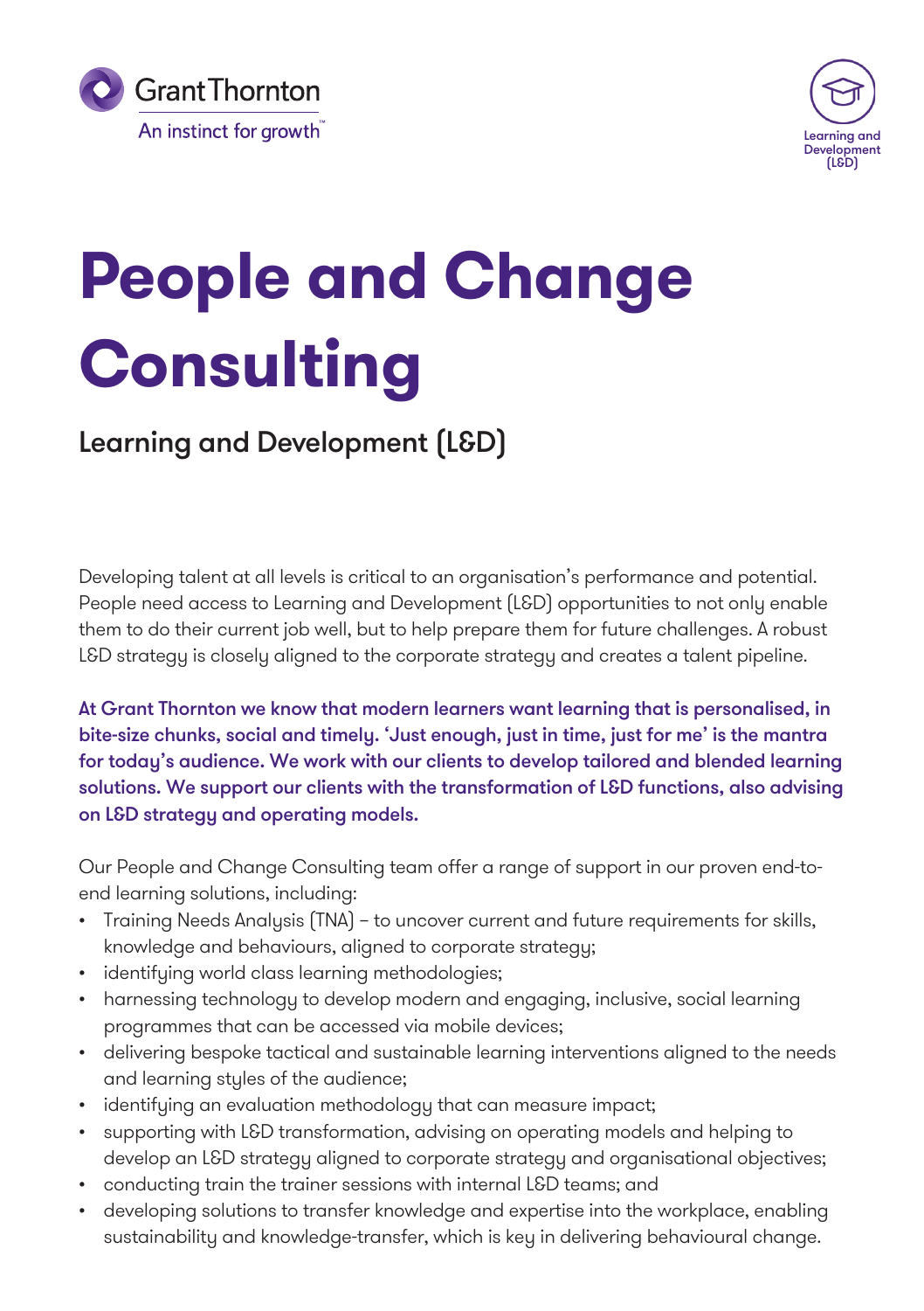Grant Thornton

An instinct for growth™

Learning and Development (L&D)

# People and Change Consulting

## Learning and Development (L&D)

Developing talent at all levels is critical to an organisation's performance and potential. People need access to Learning and Development (L&D) opportunities to not only enable them to do their current job well, but to help prepare them for future challenges. A robust L&D strategy is closely aligned to the corporate strategy and creates a talent pipeline.

**At Grant Thornton we know that modern learners want learning that is personalised, in bite-size chunks, social and timely. 'Just enough, just in time, just for me' is the mantra for today's audience. We work with our clients to develop tailored and blended learning solutions. We support our clients with the transformation of L&D functions, also advising on L&D strategy and operating models.**

Our People and Change Consulting team offer a range of support in our proven end-to-end learning solutions, including:

- Training Needs Analysis (TNA) – to uncover current and future requirements for skills, knowledge and behaviours, aligned to corporate strategy;
- identifying world class learning methodologies;
- harnessing technology to develop modern and engaging, inclusive, social learning programmes that can be accessed via mobile devices;
- delivering bespoke tactical and sustainable learning interventions aligned to the needs and learning styles of the audience;
- identifying an evaluation methodology that can measure impact;
- supporting with L&D transformation, advising on operating models and helping to develop an L&D strategy aligned to corporate strategy and organisational objectives;
- conducting train the trainer sessions with internal L&D teams; and
- developing solutions to transfer knowledge and expertise into the workplace, enabling sustainability and knowledge-transfer, which is key in delivering behavioural change.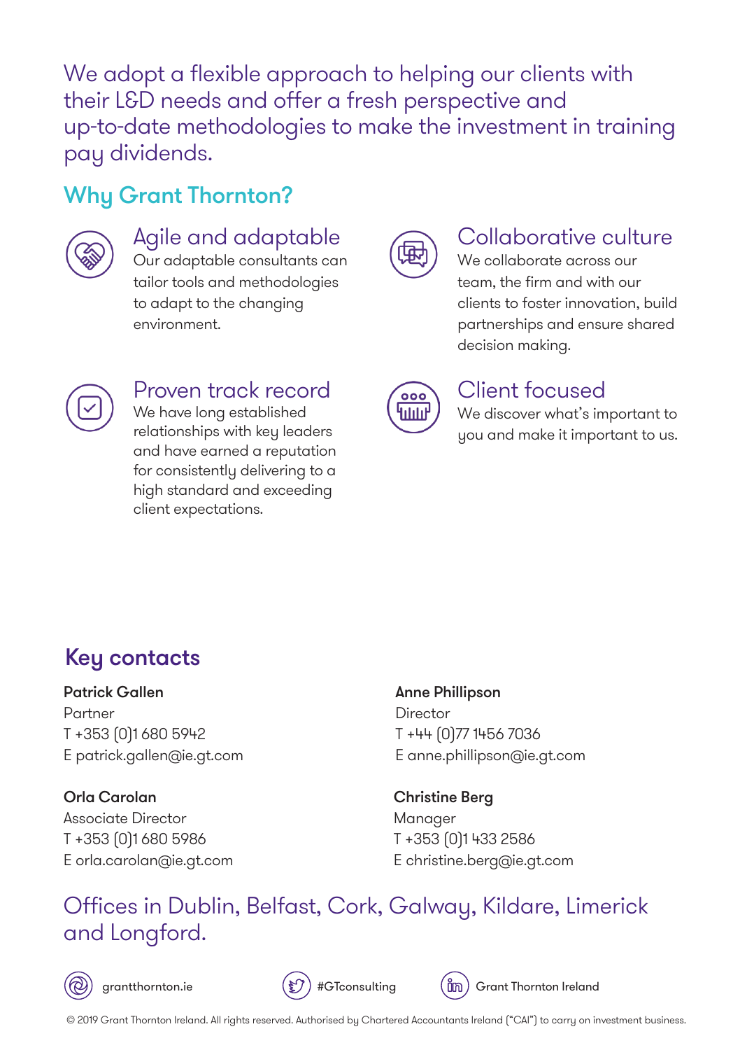We adopt a flexible approach to helping our clients with their L&D needs and offer a fresh perspective and up-to-date methodologies to make the investment in training pay dividends.

## Why Grant Thornton?

### Agile and adaptable

Our adaptable consultants can tailor tools and methodologies to adapt to the changing environment.

### Collaborative culture

We collaborate across our team, the firm and with our clients to foster innovation, build partnerships and ensure shared decision making.

### Proven track record

We have long established relationships with key leaders and have earned a reputation for consistently delivering to a high standard and exceeding client expectations.

### Client focused

We discover what's important to you and make it important to us.

## Key contacts

**Patrick Gallen**
Partner
T +353 (0)1 680 5942
E patrick.gallen@ie.gt.com

**Anne Phillipson**
Director
T +44 (0)77 1456 7036
E anne.phillipson@ie.gt.com

**Orla Carolan**
Associate Director
T +353 (0)1 680 5986
E orla.carolan@ie.gt.com

**Christine Berg**
Manager
T +353 (0)1 433 2586
E christine.berg@ie.gt.com

Offices in Dublin, Belfast, Cork, Galway, Kildare, Limerick and Longford.

grantthornton.ie

#GTconsulting

Grant Thornton Ireland

© 2019 Grant Thornton Ireland. All rights reserved. Authorised by Chartered Accountants Ireland ("CAI") to carry on investment business.